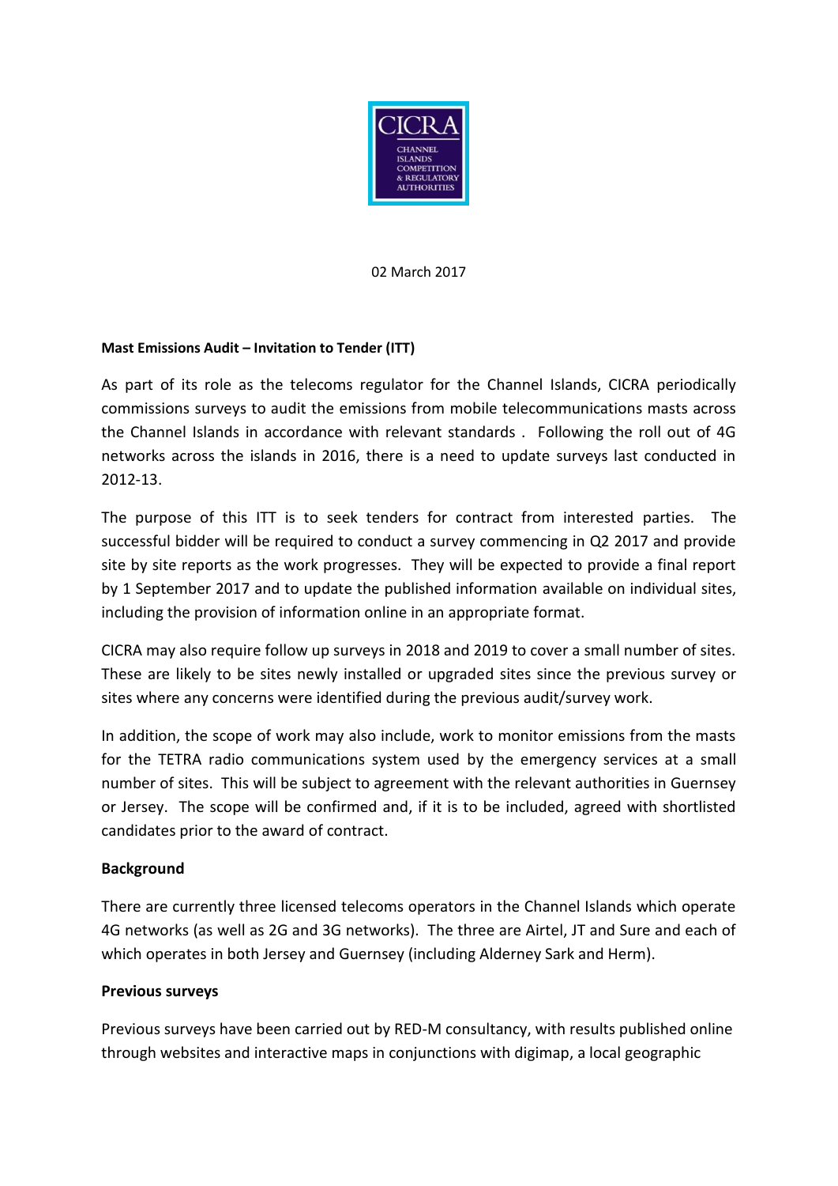02 March 2017

**Mast Emissions Audit – Invitation to Tender (ITT)**

As part of its role as the telecoms regulator for the Channel Islands, CICRA periodically commissions surveys to audit the emissions from mobile telecommunications masts across the Channel Islands in accordance with relevant standards . Following the roll out of 4G networks across the islands in 2016, there is a need to update surveys last conducted in 2012-13.

The purpose of this ITT is to seek tenders for contract from interested parties. The successful bidder will be required to conduct a survey commencing in Q2 2017 and provide site by site reports as the work progresses. They will be expected to provide a final report by 1 September 2017 and to update the published information available on individual sites, including the provision of information online in an appropriate format.

CICRA may also require follow up surveys in 2018 and 2019 to cover a small number of sites. These are likely to be sites newly installed or upgraded sites since the previous survey or sites where any concerns were identified during the previous audit/survey work.

In addition, the scope of work may also include, work to monitor emissions from the masts for the TETRA radio communications system used by the emergency services at a small number of sites. This will be subject to agreement with the relevant authorities in Guernsey or Jersey. The scope will be confirmed and, if it is to be included, agreed with shortlisted candidates prior to the award of contract.

**Background**

There are currently three licensed telecoms operators in the Channel Islands which operate 4G networks (as well as 2G and 3G networks). The three are Airtel, JT and Sure and each of which operates in both Jersey and Guernsey (including Alderney Sark and Herm).

**Previous surveys**

Previous surveys have been carried out by RED-M consultancy, with results published online through websites and interactive maps in conjunctions with digimap, a local geographic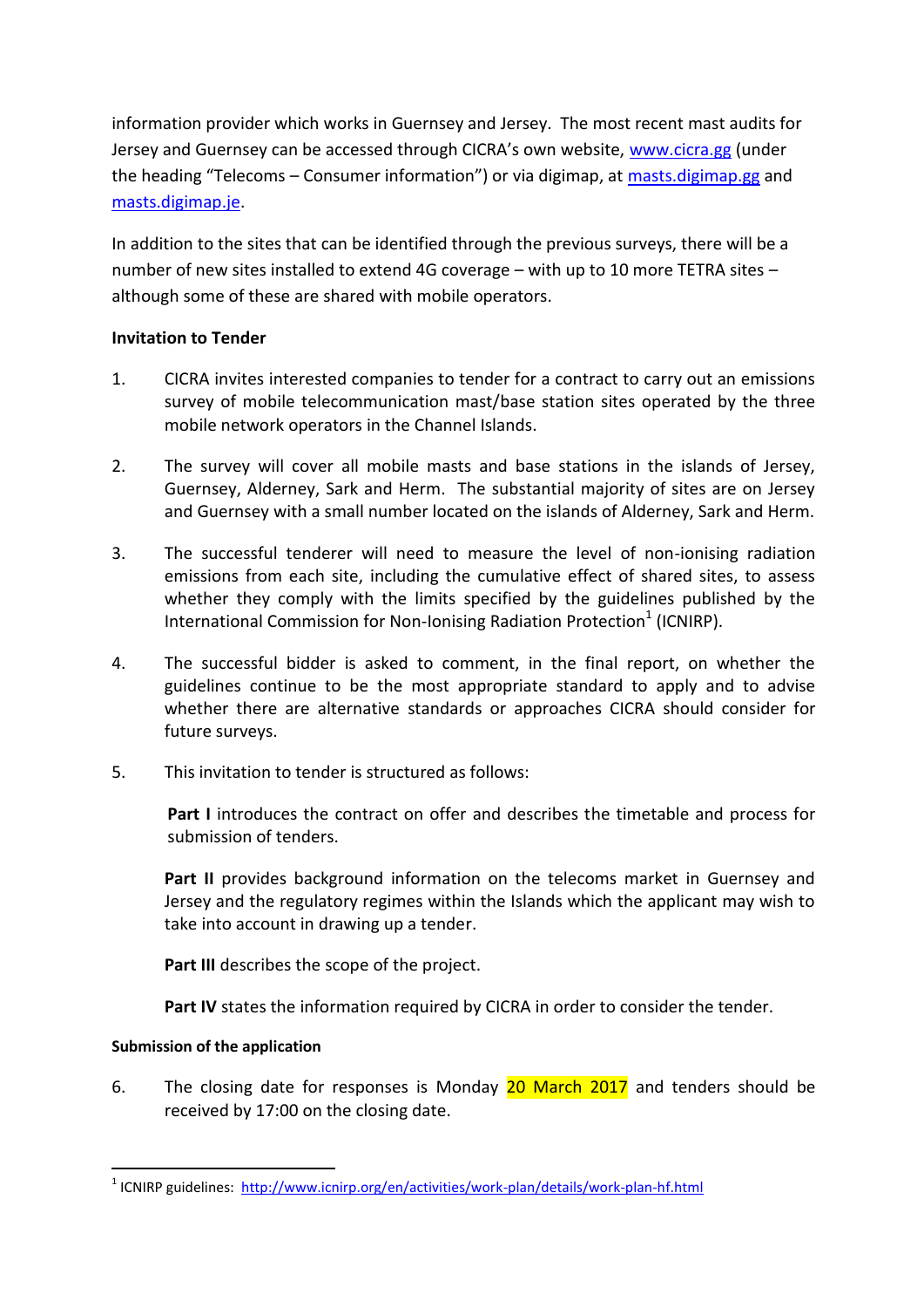information provider which works in Guernsey and Jersey. The most recent mast audits for Jersey and Guernsey can be accessed through CICRA's own website, [www.cicra.gg](http://www.cicra.gg) (under the heading "Telecoms – Consumer information") or via digimap, at [masts.digimap.gg](http://masts.digimap.gg) and [masts.digimap.je](http://masts.digimap.je).

In addition to the sites that can be identified through the previous surveys, there will be a number of new sites installed to extend 4G coverage – with up to 10 more TETRA sites – although some of these are shared with mobile operators.

**Invitation to Tender**

1. CICRA invites interested companies to tender for a contract to carry out an emissions survey of mobile telecommunication mast/base station sites operated by the three mobile network operators in the Channel Islands.

2. The survey will cover all mobile masts and base stations in the islands of Jersey, Guernsey, Alderney, Sark and Herm. The substantial majority of sites are on Jersey and Guernsey with a small number located on the islands of Alderney, Sark and Herm.

3. The successful tenderer will need to measure the level of non-ionising radiation emissions from each site, including the cumulative effect of shared sites, to assess whether they comply with the limits specified by the guidelines published by the International Commission for Non-Ionising Radiation Protection[1] (ICNIRP).

4. The successful bidder is asked to comment, in the final report, on whether the guidelines continue to be the most appropriate standard to apply and to advise whether there are alternative standards or approaches CICRA should consider for future surveys.

5. This invitation to tender is structured as follows:

   **Part I** introduces the contract on offer and describes the timetable and process for submission of tenders.

   **Part II** provides background information on the telecoms market in Guernsey and Jersey and the regulatory regimes within the Islands which the applicant may wish to take into account in drawing up a tender.

   **Part III** describes the scope of the project.

   **Part IV** states the information required by CICRA in order to consider the tender.

**Submission of the application**

6. The closing date for responses is Monday 20 March 2017 and tenders should be received by 17:00 on the closing date.

---

[1] ICNIRP guidelines: [http://www.icnirp.org/en/activities/work-plan/details/work-plan-hf.html](http://www.icnirp.org/en/activities/work-plan/details/work-plan-hf.html)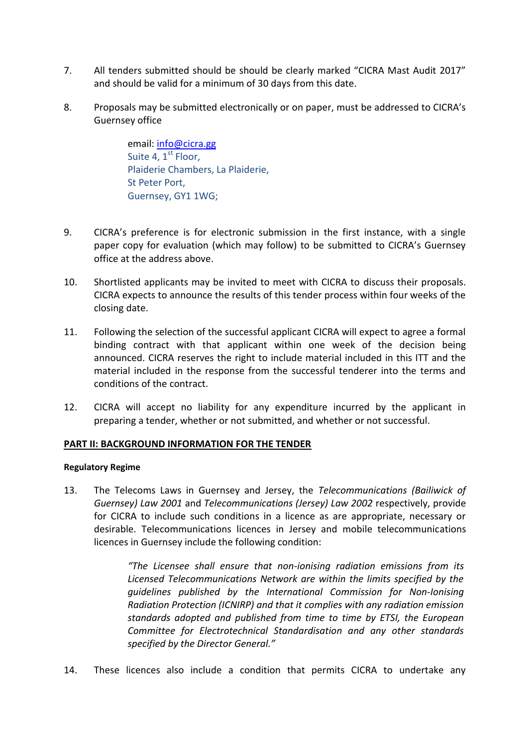7. All tenders submitted should be should be clearly marked "CICRA Mast Audit 2017" and should be valid for a minimum of 30 days from this date.

8. Proposals may be submitted electronically or on paper, must be addressed to CICRA's Guernsey office

   email: info@cicra.gg
   Suite 4, 1st Floor,
   Plaiderie Chambers, La Plaiderie,
   St Peter Port,
   Guernsey, GY1 1WG;

9. CICRA's preference is for electronic submission in the first instance, with a single paper copy for evaluation (which may follow) to be submitted to CICRA's Guernsey office at the address above.

10. Shortlisted applicants may be invited to meet with CICRA to discuss their proposals. CICRA expects to announce the results of this tender process within four weeks of the closing date.

11. Following the selection of the successful applicant CICRA will expect to agree a formal binding contract with that applicant within one week of the decision being announced. CICRA reserves the right to include material included in this ITT and the material included in the response from the successful tenderer into the terms and conditions of the contract.

12. CICRA will accept no liability for any expenditure incurred by the applicant in preparing a tender, whether or not submitted, and whether or not successful.

**PART II: BACKGROUND INFORMATION FOR THE TENDER**

**Regulatory Regime**

13. The Telecoms Laws in Guernsey and Jersey, the *Telecommunications (Bailiwick of Guernsey) Law 2001* and *Telecommunications (Jersey) Law 2002* respectively, provide for CICRA to include such conditions in a licence as are appropriate, necessary or desirable. Telecommunications licences in Jersey and mobile telecommunications licences in Guernsey include the following condition:

    *"The Licensee shall ensure that non-ionising radiation emissions from its Licensed Telecommunications Network are within the limits specified by the guidelines published by the International Commission for Non-Ionising Radiation Protection (ICNIRP) and that it complies with any radiation emission standards adopted and published from time to time by ETSI, the European Committee for Electrotechnical Standardisation and any other standards specified by the Director General."*

14. These licences also include a condition that permits CICRA to undertake any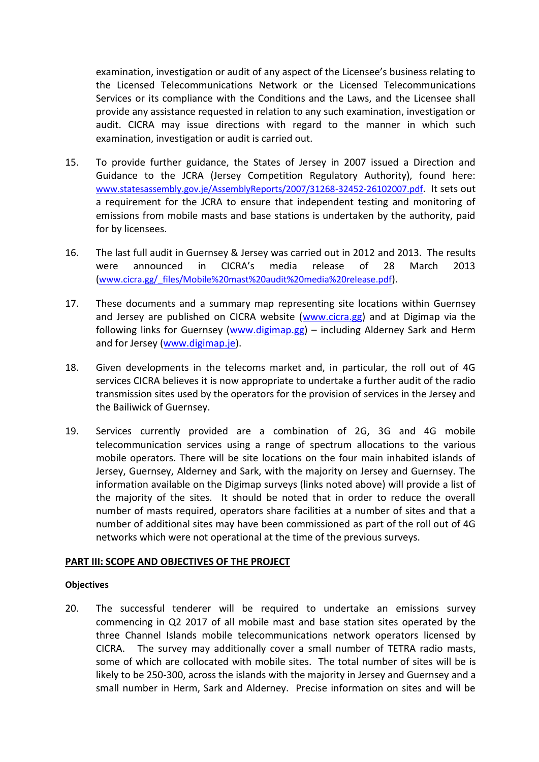examination, investigation or audit of any aspect of the Licensee's business relating to the Licensed Telecommunications Network or the Licensed Telecommunications Services or its compliance with the Conditions and the Laws, and the Licensee shall provide any assistance requested in relation to any such examination, investigation or audit. CICRA may issue directions with regard to the manner in which such examination, investigation or audit is carried out.

15. To provide further guidance, the States of Jersey in 2007 issued a Direction and Guidance to the JCRA (Jersey Competition Regulatory Authority), found here: www.statesassembly.gov.je/AssemblyReports/2007/31268-32452-26102007.pdf. It sets out a requirement for the JCRA to ensure that independent testing and monitoring of emissions from mobile masts and base stations is undertaken by the authority, paid for by licensees.

16. The last full audit in Guernsey & Jersey was carried out in 2012 and 2013. The results were announced in CICRA's media release of 28 March 2013 (www.cicra.gg/_files/Mobile%20mast%20audit%20media%20release.pdf).

17. These documents and a summary map representing site locations within Guernsey and Jersey are published on CICRA website (www.cicra.gg) and at Digimap via the following links for Guernsey (www.digimap.gg) – including Alderney Sark and Herm and for Jersey (www.digimap.je).

18. Given developments in the telecoms market and, in particular, the roll out of 4G services CICRA believes it is now appropriate to undertake a further audit of the radio transmission sites used by the operators for the provision of services in the Jersey and the Bailiwick of Guernsey.

19. Services currently provided are a combination of 2G, 3G and 4G mobile telecommunication services using a range of spectrum allocations to the various mobile operators. There will be site locations on the four main inhabited islands of Jersey, Guernsey, Alderney and Sark, with the majority on Jersey and Guernsey. The information available on the Digimap surveys (links noted above) will provide a list of the majority of the sites. It should be noted that in order to reduce the overall number of masts required, operators share facilities at a number of sites and that a number of additional sites may have been commissioned as part of the roll out of 4G networks which were not operational at the time of the previous surveys.

## PART III: SCOPE AND OBJECTIVES OF THE PROJECT

**Objectives**

20. The successful tenderer will be required to undertake an emissions survey commencing in Q2 2017 of all mobile mast and base station sites operated by the three Channel Islands mobile telecommunications network operators licensed by CICRA. The survey may additionally cover a small number of TETRA radio masts, some of which are collocated with mobile sites. The total number of sites will be is likely to be 250-300, across the islands with the majority in Jersey and Guernsey and a small number in Herm, Sark and Alderney. Precise information on sites and will be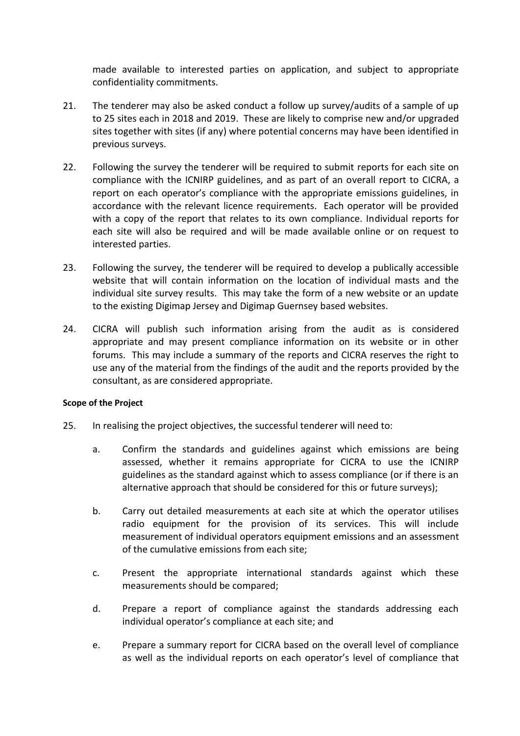made available to interested parties on application, and subject to appropriate confidentiality commitments.

21. The tenderer may also be asked conduct a follow up survey/audits of a sample of up to 25 sites each in 2018 and 2019. These are likely to comprise new and/or upgraded sites together with sites (if any) where potential concerns may have been identified in previous surveys.

22. Following the survey the tenderer will be required to submit reports for each site on compliance with the ICNIRP guidelines, and as part of an overall report to CICRA, a report on each operator's compliance with the appropriate emissions guidelines, in accordance with the relevant licence requirements. Each operator will be provided with a copy of the report that relates to its own compliance. Individual reports for each site will also be required and will be made available online or on request to interested parties.

23. Following the survey, the tenderer will be required to develop a publically accessible website that will contain information on the location of individual masts and the individual site survey results. This may take the form of a new website or an update to the existing Digimap Jersey and Digimap Guernsey based websites.

24. CICRA will publish such information arising from the audit as is considered appropriate and may present compliance information on its website or in other forums. This may include a summary of the reports and CICRA reserves the right to use any of the material from the findings of the audit and the reports provided by the consultant, as are considered appropriate.

**Scope of the Project**

25. In realising the project objectives, the successful tenderer will need to:

    a. Confirm the standards and guidelines against which emissions are being assessed, whether it remains appropriate for CICRA to use the ICNIRP guidelines as the standard against which to assess compliance (or if there is an alternative approach that should be considered for this or future surveys);

    b. Carry out detailed measurements at each site at which the operator utilises radio equipment for the provision of its services. This will include measurement of individual operators equipment emissions and an assessment of the cumulative emissions from each site;

    c. Present the appropriate international standards against which these measurements should be compared;

    d. Prepare a report of compliance against the standards addressing each individual operator's compliance at each site; and

    e. Prepare a summary report for CICRA based on the overall level of compliance as well as the individual reports on each operator's level of compliance that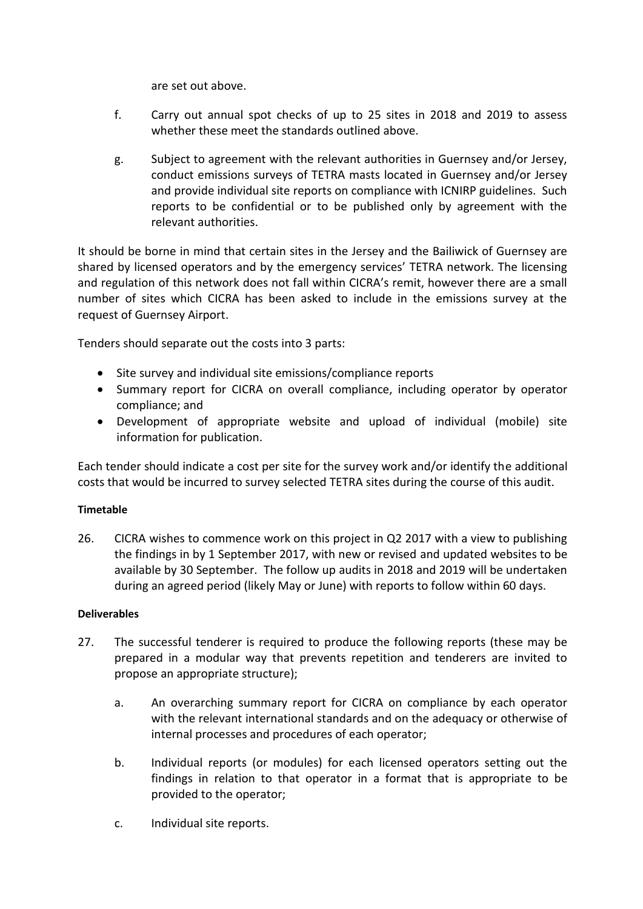are set out above.

f. Carry out annual spot checks of up to 25 sites in 2018 and 2019 to assess whether these meet the standards outlined above.

g. Subject to agreement with the relevant authorities in Guernsey and/or Jersey, conduct emissions surveys of TETRA masts located in Guernsey and/or Jersey and provide individual site reports on compliance with ICNIRP guidelines. Such reports to be confidential or to be published only by agreement with the relevant authorities.

It should be borne in mind that certain sites in the Jersey and the Bailiwick of Guernsey are shared by licensed operators and by the emergency services' TETRA network. The licensing and regulation of this network does not fall within CICRA's remit, however there are a small number of sites which CICRA has been asked to include in the emissions survey at the request of Guernsey Airport.

Tenders should separate out the costs into 3 parts:

- Site survey and individual site emissions/compliance reports
- Summary report for CICRA on overall compliance, including operator by operator compliance; and
- Development of appropriate website and upload of individual (mobile) site information for publication.

Each tender should indicate a cost per site for the survey work and/or identify the additional costs that would be incurred to survey selected TETRA sites during the course of this audit.

**Timetable**

26. CICRA wishes to commence work on this project in Q2 2017 with a view to publishing the findings in by 1 September 2017, with new or revised and updated websites to be available by 30 September. The follow up audits in 2018 and 2019 will be undertaken during an agreed period (likely May or June) with reports to follow within 60 days.

**Deliverables**

27. The successful tenderer is required to produce the following reports (these may be prepared in a modular way that prevents repetition and tenderers are invited to propose an appropriate structure);

    a. An overarching summary report for CICRA on compliance by each operator with the relevant international standards and on the adequacy or otherwise of internal processes and procedures of each operator;

    b. Individual reports (or modules) for each licensed operators setting out the findings in relation to that operator in a format that is appropriate to be provided to the operator;

    c. Individual site reports.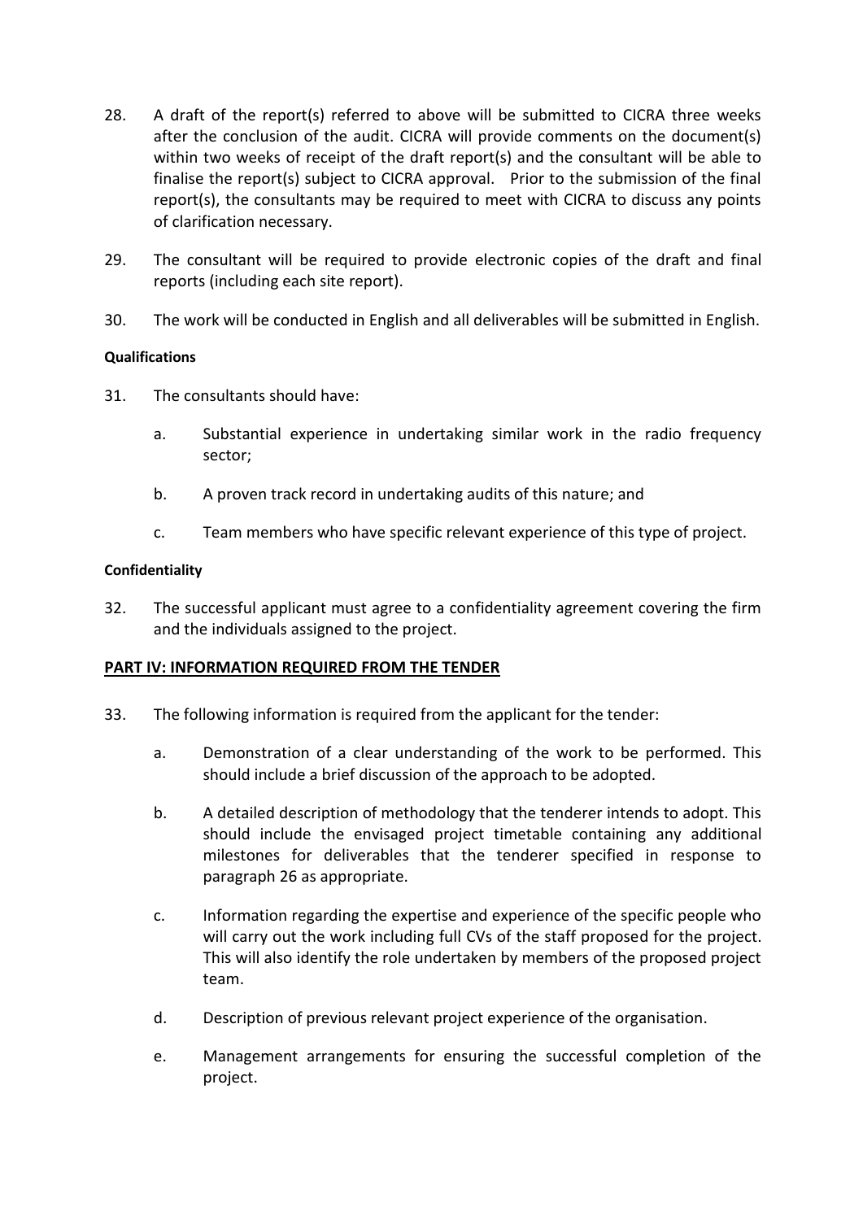28. A draft of the report(s) referred to above will be submitted to CICRA three weeks after the conclusion of the audit. CICRA will provide comments on the document(s) within two weeks of receipt of the draft report(s) and the consultant will be able to finalise the report(s) subject to CICRA approval. Prior to the submission of the final report(s), the consultants may be required to meet with CICRA to discuss any points of clarification necessary.

29. The consultant will be required to provide electronic copies of the draft and final reports (including each site report).

30. The work will be conducted in English and all deliverables will be submitted in English.

**Qualifications**

31. The consultants should have:

    a. Substantial experience in undertaking similar work in the radio frequency sector;

    b. A proven track record in undertaking audits of this nature; and

    c. Team members who have specific relevant experience of this type of project.

**Confidentiality**

32. The successful applicant must agree to a confidentiality agreement covering the firm and the individuals assigned to the project.

## PART IV: INFORMATION REQUIRED FROM THE TENDER

33. The following information is required from the applicant for the tender:

    a. Demonstration of a clear understanding of the work to be performed. This should include a brief discussion of the approach to be adopted.

    b. A detailed description of methodology that the tenderer intends to adopt. This should include the envisaged project timetable containing any additional milestones for deliverables that the tenderer specified in response to paragraph 26 as appropriate.

    c. Information regarding the expertise and experience of the specific people who will carry out the work including full CVs of the staff proposed for the project. This will also identify the role undertaken by members of the proposed project team.

    d. Description of previous relevant project experience of the organisation.

    e. Management arrangements for ensuring the successful completion of the project.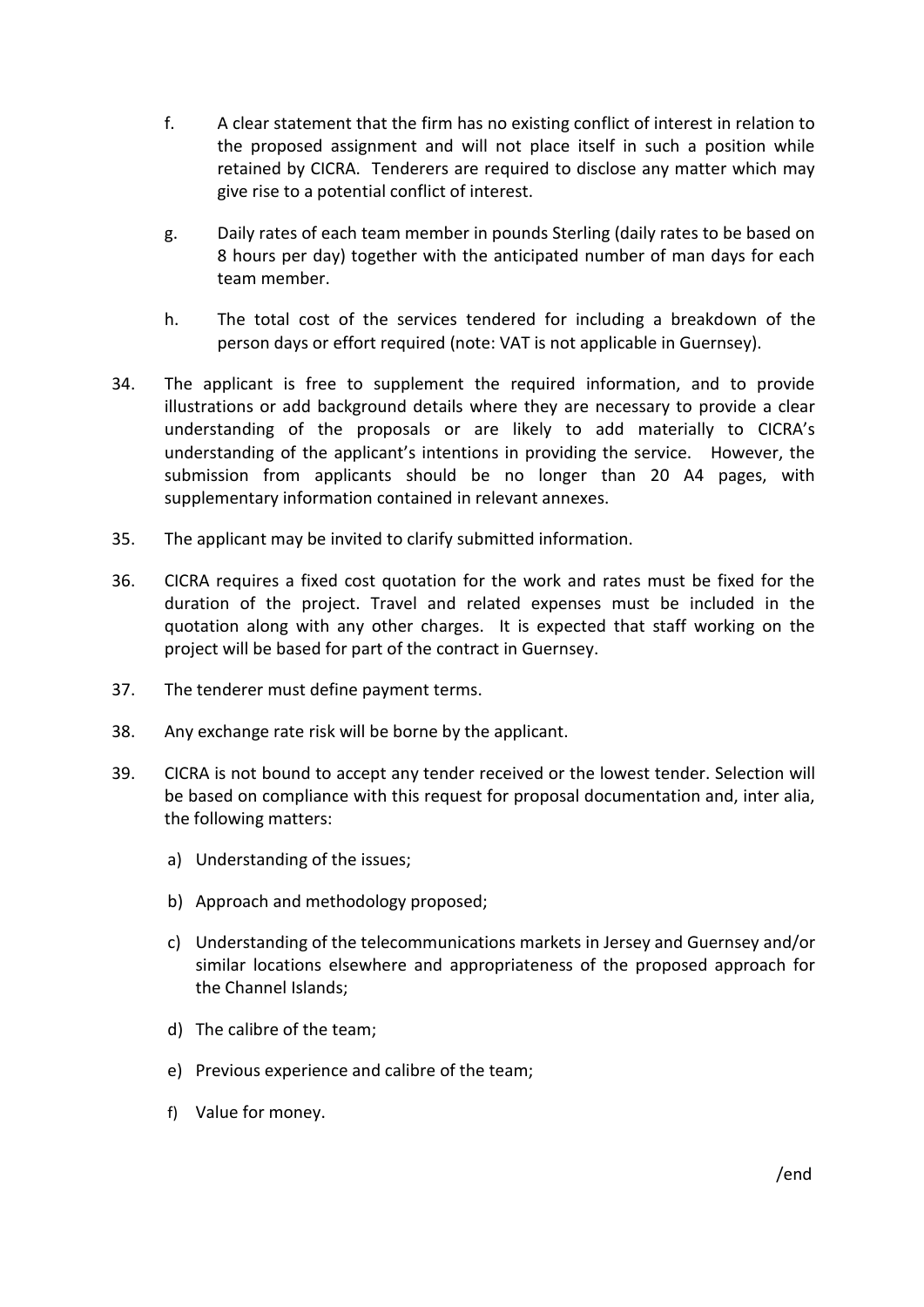f. A clear statement that the firm has no existing conflict of interest in relation to the proposed assignment and will not place itself in such a position while retained by CICRA. Tenderers are required to disclose any matter which may give rise to a potential conflict of interest.

g. Daily rates of each team member in pounds Sterling (daily rates to be based on 8 hours per day) together with the anticipated number of man days for each team member.

h. The total cost of the services tendered for including a breakdown of the person days or effort required (note: VAT is not applicable in Guernsey).

34. The applicant is free to supplement the required information, and to provide illustrations or add background details where they are necessary to provide a clear understanding of the proposals or are likely to add materially to CICRA's understanding of the applicant's intentions in providing the service. However, the submission from applicants should be no longer than 20 A4 pages, with supplementary information contained in relevant annexes.

35. The applicant may be invited to clarify submitted information.

36. CICRA requires a fixed cost quotation for the work and rates must be fixed for the duration of the project. Travel and related expenses must be included in the quotation along with any other charges. It is expected that staff working on the project will be based for part of the contract in Guernsey.

37. The tenderer must define payment terms.

38. Any exchange rate risk will be borne by the applicant.

39. CICRA is not bound to accept any tender received or the lowest tender. Selection will be based on compliance with this request for proposal documentation and, inter alia, the following matters:

   a) Understanding of the issues;

   b) Approach and methodology proposed;

   c) Understanding of the telecommunications markets in Jersey and Guernsey and/or similar locations elsewhere and appropriateness of the proposed approach for the Channel Islands;

   d) The calibre of the team;

   e) Previous experience and calibre of the team;

   f) Value for money.

/end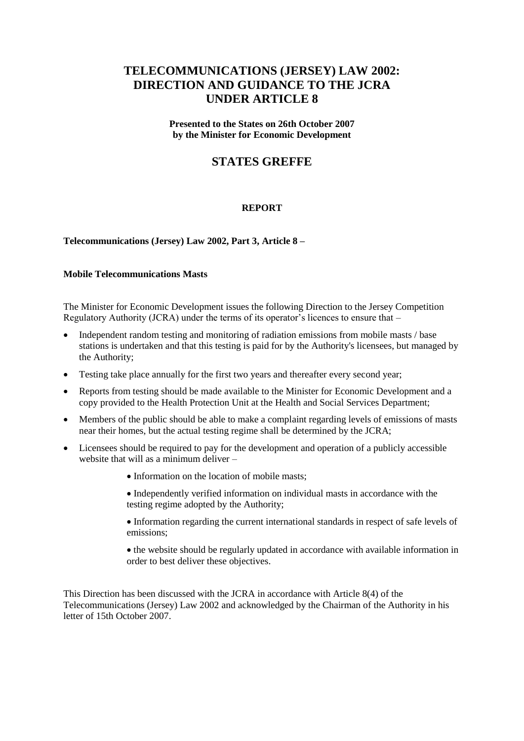# TELECOMMUNICATIONS (JERSEY) LAW 2002: DIRECTION AND GUIDANCE TO THE JCRA UNDER ARTICLE 8

**Presented to the States on 26th October 2007**
**by the Minister for Economic Development**

## STATES GREFFE

### REPORT

**Telecommunications (Jersey) Law 2002, Part 3, Article 8 –**

**Mobile Telecommunications Masts**

The Minister for Economic Development issues the following Direction to the Jersey Competition Regulatory Authority (JCRA) under the terms of its operator's licences to ensure that –

- Independent random testing and monitoring of radiation emissions from mobile masts / base stations is undertaken and that this testing is paid for by the Authority's licensees, but managed by the Authority;
- Testing take place annually for the first two years and thereafter every second year;
- Reports from testing should be made available to the Minister for Economic Development and a copy provided to the Health Protection Unit at the Health and Social Services Department;
- Members of the public should be able to make a complaint regarding levels of emissions of masts near their homes, but the actual testing regime shall be determined by the JCRA;
- Licensees should be required to pay for the development and operation of a publicly accessible website that will as a minimum deliver –
  - Information on the location of mobile masts;
  - Independently verified information on individual masts in accordance with the testing regime adopted by the Authority;
  - Information regarding the current international standards in respect of safe levels of emissions;
  - the website should be regularly updated in accordance with available information in order to best deliver these objectives.

This Direction has been discussed with the JCRA in accordance with Article 8(4) of the Telecommunications (Jersey) Law 2002 and acknowledged by the Chairman of the Authority in his letter of 15th October 2007.